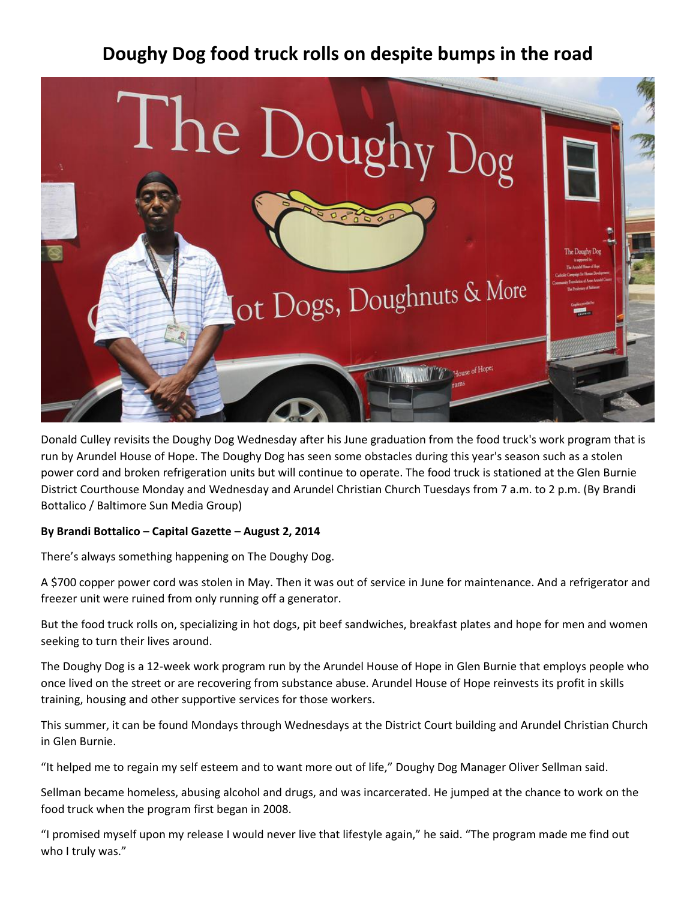# Doughy Dog food truck rolls on despite bumps in the road

Donald Culley revisits the Doughy Dog Wednesday after his June graduation from the food truck's work program that is run by Arundel House of Hope. The Doughy Dog has seen some obstacles during this year's season such as a stolen power cord and broken refrigeration units but will continue to operate. The food truck is stationed at the Glen Burnie District Courthouse Monday and Wednesday and Arundel Christian Church Tuesdays from 7 a.m. to 2 p.m. (By Brandi Bottalico / Baltimore Sun Media Group)

**By Brandi Bottalico – Capital Gazette – August 2, 2014**

There's always something happening on The Doughy Dog.

A $700 copper power cord was stolen in May. Then it was out of service in June for maintenance. And a refrigerator and freezer unit were ruined from only running off a generator.

But the food truck rolls on, specializing in hot dogs, pit beef sandwiches, breakfast plates and hope for men and women seeking to turn their lives around.

The Doughy Dog is a 12-week work program run by the Arundel House of Hope in Glen Burnie that employs people who once lived on the street or are recovering from substance abuse. Arundel House of Hope reinvests its profit in skills training, housing and other supportive services for those workers.

This summer, it can be found Mondays through Wednesdays at the District Court building and Arundel Christian Church in Glen Burnie.

"It helped me to regain my self esteem and to want more out of life," Doughy Dog Manager Oliver Sellman said.

Sellman became homeless, abusing alcohol and drugs, and was incarcerated. He jumped at the chance to work on the food truck when the program first began in 2008.

"I promised myself upon my release I would never live that lifestyle again," he said. "The program made me find out who I truly was."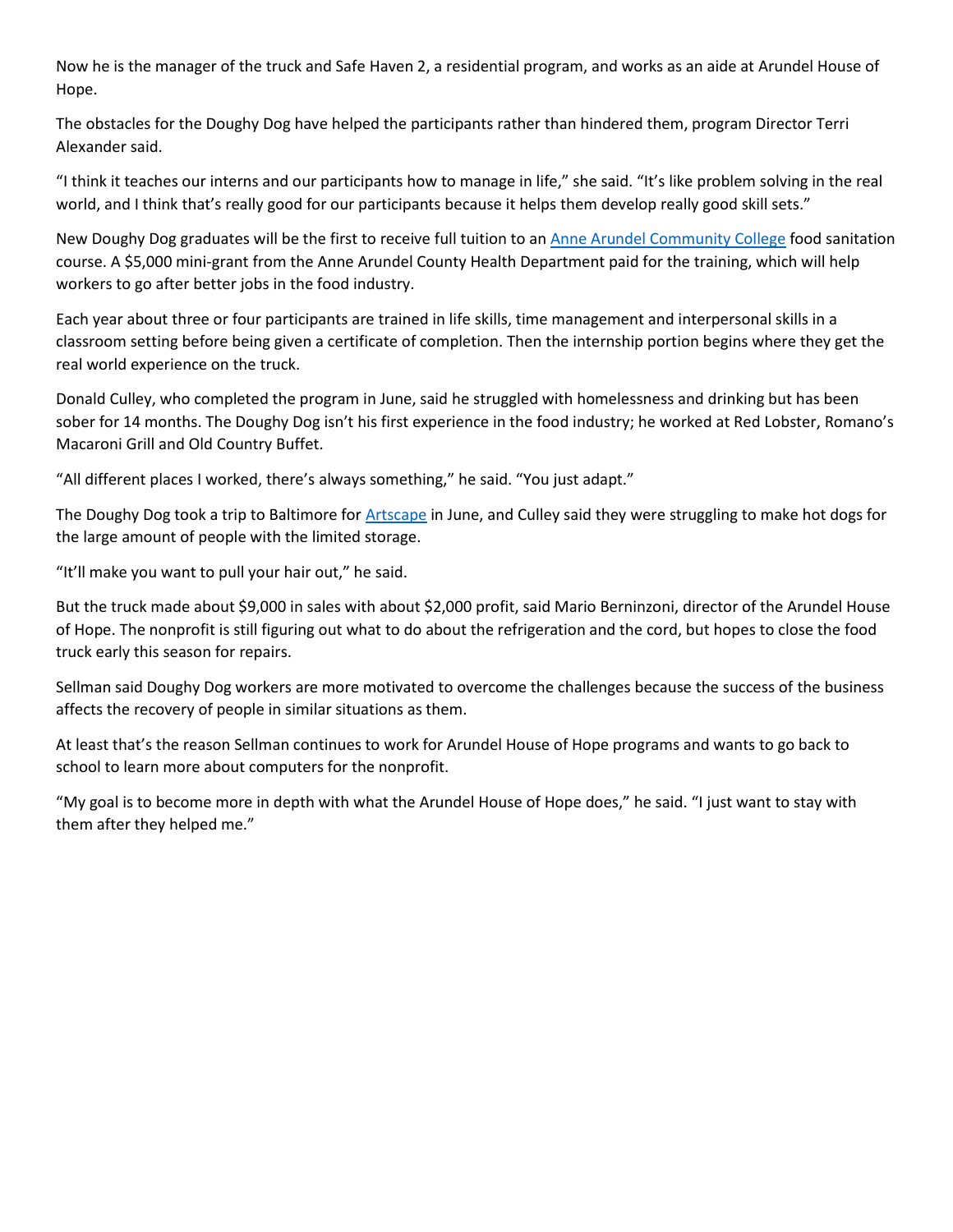Now he is the manager of the truck and Safe Haven 2, a residential program, and works as an aide at Arundel House of Hope.

The obstacles for the Doughy Dog have helped the participants rather than hindered them, program Director Terri Alexander said.

"I think it teaches our interns and our participants how to manage in life," she said. "It's like problem solving in the real world, and I think that's really good for our participants because it helps them develop really good skill sets."

New Doughy Dog graduates will be the first to receive full tuition to an Anne Arundel Community College food sanitation course. A $5,000 mini-grant from the Anne Arundel County Health Department paid for the training, which will help workers to go after better jobs in the food industry.

Each year about three or four participants are trained in life skills, time management and interpersonal skills in a classroom setting before being given a certificate of completion. Then the internship portion begins where they get the real world experience on the truck.

Donald Culley, who completed the program in June, said he struggled with homelessness and drinking but has been sober for 14 months. The Doughy Dog isn't his first experience in the food industry; he worked at Red Lobster, Romano's Macaroni Grill and Old Country Buffet.

"All different places I worked, there's always something," he said. "You just adapt."

The Doughy Dog took a trip to Baltimore for Artscape in June, and Culley said they were struggling to make hot dogs for the large amount of people with the limited storage.

"It'll make you want to pull your hair out," he said.

But the truck made about $9,000 in sales with about $2,000 profit, said Mario Berninzoni, director of the Arundel House of Hope. The nonprofit is still figuring out what to do about the refrigeration and the cord, but hopes to close the food truck early this season for repairs.

Sellman said Doughy Dog workers are more motivated to overcome the challenges because the success of the business affects the recovery of people in similar situations as them.

At least that's the reason Sellman continues to work for Arundel House of Hope programs and wants to go back to school to learn more about computers for the nonprofit.

"My goal is to become more in depth with what the Arundel House of Hope does," he said. "I just want to stay with them after they helped me."